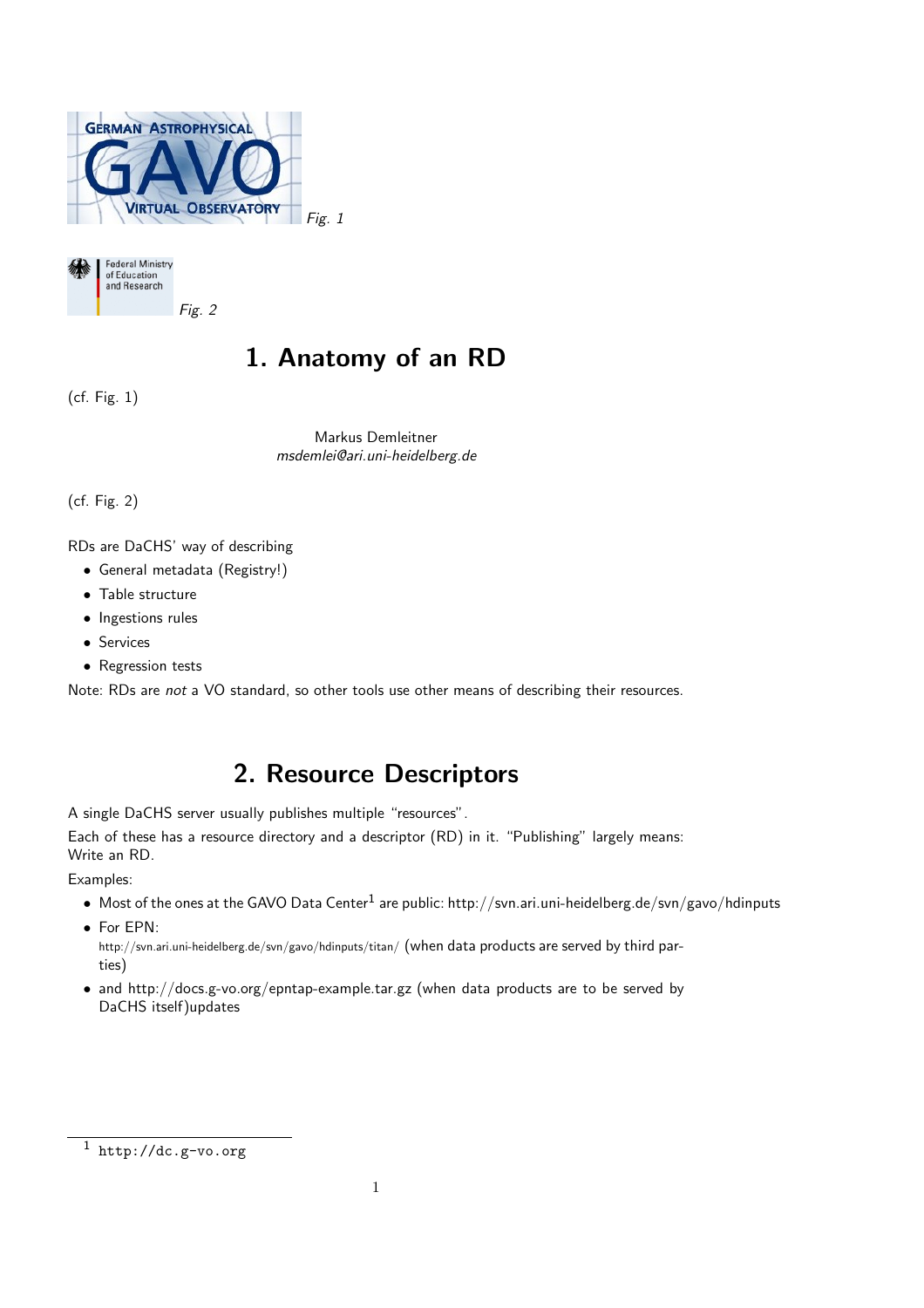Fig. 1

Fig. 2

# 1. Anatomy of an RD

(cf. Fig. 1)

Markus Demleitner
*msdemlei@ari.uni-heidelberg.de*

(cf. Fig. 2)

RDs are DaCHS' way of describing

- General metadata (Registry!)
- Table structure
- Ingestions rules
- Services
- Regression tests

Note: RDs are *not* a VO standard, so other tools use other means of describing their resources.

# 2. Resource Descriptors

A single DaCHS server usually publishes multiple "resources".

Each of these has a resource directory and a descriptor (RD) in it. "Publishing" largely means: Write an RD.

Examples:

- Most of the ones at the GAVO Data Center[1] are public: http://svn.ari.uni-heidelberg.de/svn/gavo/hdinputs
- For EPN: http://svn.ari.uni-heidelberg.de/svn/gavo/hdinputs/titan/ (when data products are served by third parties)
- and http://docs.g-vo.org/epntap-example.tar.gz (when data products are to be served by DaCHS itself)updates

[1] `http://dc.g-vo.org`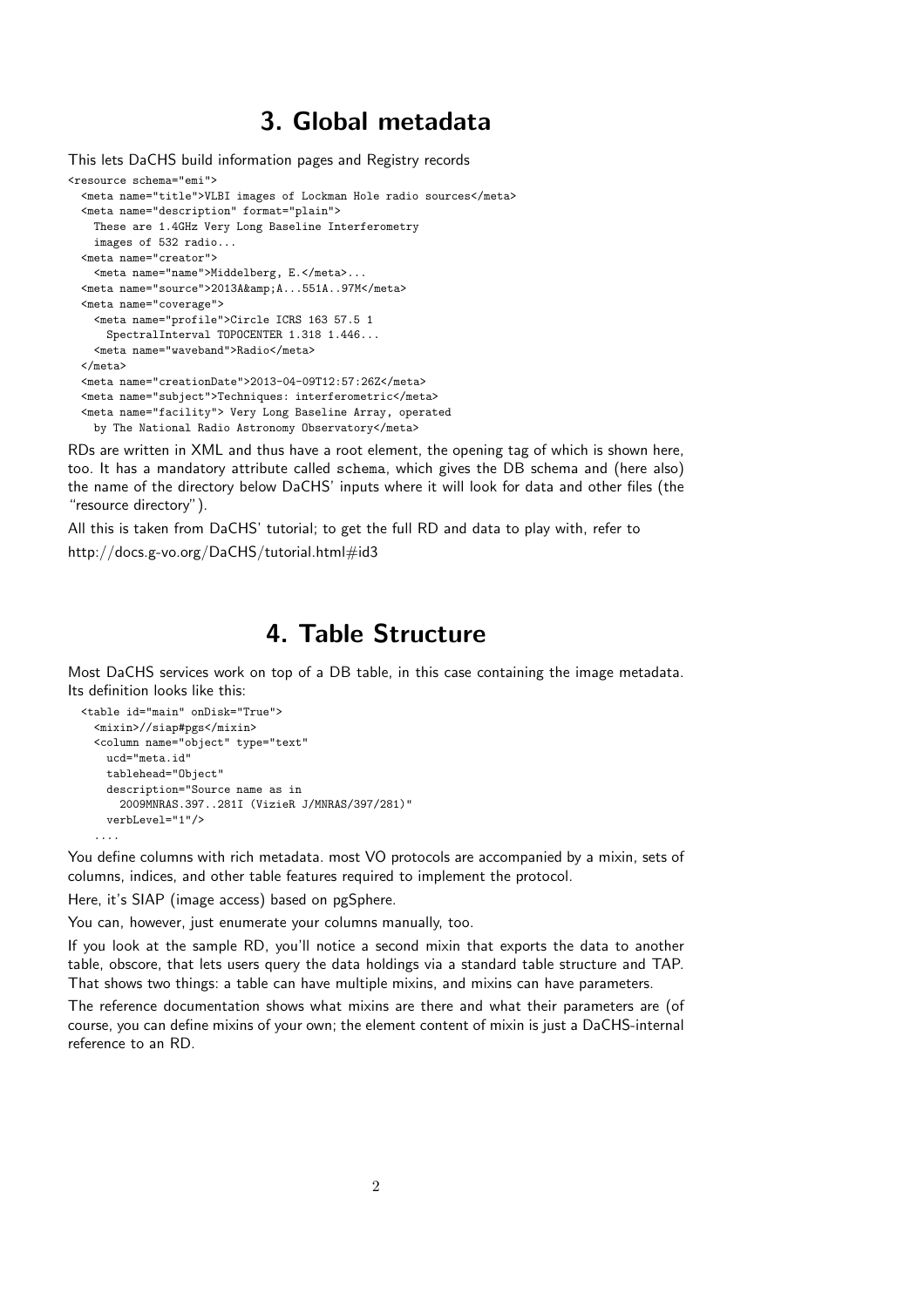# 3. Global metadata

This lets DaCHS build information pages and Registry records

```
<resource schema="emi">
  <meta name="title">VLBI images of Lockman Hole radio sources</meta>
  <meta name="description" format="plain">
    These are 1.4GHz Very Long Baseline Interferometry
    images of 532 radio...
  <meta name="creator">
    <meta name="name">Middelberg, E.</meta>...
  <meta name="source">2013A&amp;A...551A..97M</meta>
  <meta name="coverage">
    <meta name="profile">Circle ICRS 163 57.5 1
      SpectralInterval TOPOCENTER 1.318 1.446...
    <meta name="waveband">Radio</meta>
  </meta>
  <meta name="creationDate">2013-04-09T12:57:26Z</meta>
  <meta name="subject">Techniques: interferometric</meta>
  <meta name="facility"> Very Long Baseline Array, operated
    by The National Radio Astronomy Observatory</meta>
```

RDs are written in XML and thus have a root element, the opening tag of which is shown here, too. It has a mandatory attribute called `schema`, which gives the DB schema and (here also) the name of the directory below DaCHS' inputs where it will look for data and other files (the "resource directory").

All this is taken from DaCHS' tutorial; to get the full RD and data to play with, refer to

http://docs.g-vo.org/DaCHS/tutorial.html#id3

# 4. Table Structure

Most DaCHS services work on top of a DB table, in this case containing the image metadata. Its definition looks like this:

```
<table id="main" onDisk="True">
  <mixin>//siap#pgs</mixin>
  <column name="object" type="text"
    ucd="meta.id"
    tablehead="Object"
    description="Source name as in
      2009MNRAS.397..281I (VizieR J/MNRAS/397/281)"
    verbLevel="1"/>
  ....
```

You define columns with rich metadata. most VO protocols are accompanied by a mixin, sets of columns, indices, and other table features required to implement the protocol.

Here, it's SIAP (image access) based on pgSphere.

You can, however, just enumerate your columns manually, too.

If you look at the sample RD, you'll notice a second mixin that exports the data to another table, obscore, that lets users query the data holdings via a standard table structure and TAP. That shows two things: a table can have multiple mixins, and mixins can have parameters.

The reference documentation shows what mixins are there and what their parameters are (of course, you can define mixins of your own; the element content of mixin is just a DaCHS-internal reference to an RD.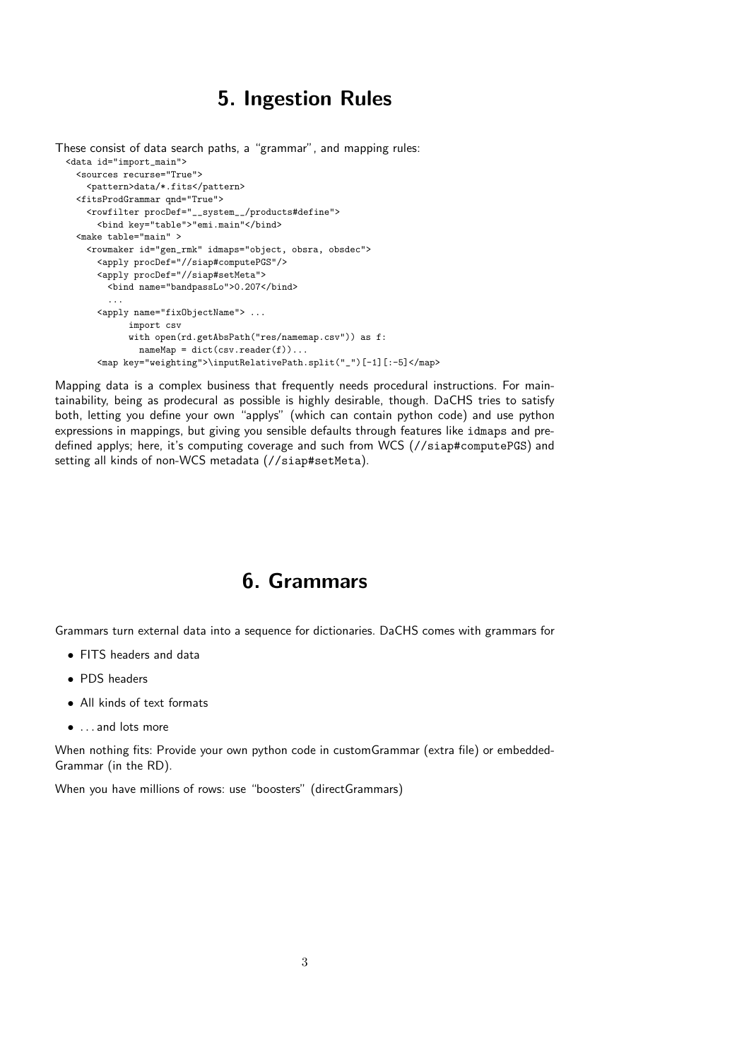## 5. Ingestion Rules

These consist of data search paths, a "grammar", and mapping rules:

```
<data id="import_main">
  <sources recurse="True">
    <pattern>data/*.fits</pattern>
  <fitsProdGrammar qnd="True">
    <rowfilter procDef="__system__/products#define">
      <bind key="table">"emi.main"</bind>
  <make table="main" >
    <rowmaker id="gen_rmk" idmaps="object, obsra, obsdec">
      <apply procDef="//siap#computePGS"/>
      <apply procDef="//siap#setMeta">
        <bind name="bandpassLo">0.207</bind>
        ...
      <apply name="fixObjectName"> ...
            import csv
            with open(rd.getAbsPath("res/namemap.csv")) as f:
              nameMap = dict(csv.reader(f))...
      <map key="weighting">\inputRelativePath.split("_")[-1][:-5]</map>
```

Mapping data is a complex business that frequently needs procedural instructions. For maintainability, being as prodecural as possible is highly desirable, though. DaCHS tries to satisfy both, letting you define your own "applys" (which can contain python code) and use python expressions in mappings, but giving you sensible defaults through features like `idmaps` and predefined applys; here, it's computing coverage and such from WCS (`//siap#computePGS`) and setting all kinds of non-WCS metadata (`//siap#setMeta`).

## 6. Grammars

Grammars turn external data into a sequence for dictionaries. DaCHS comes with grammars for

- FITS headers and data
- PDS headers
- All kinds of text formats
- . . . and lots more

When nothing fits: Provide your own python code in customGrammar (extra file) or embeddedGrammar (in the RD).

When you have millions of rows: use "boosters" (directGrammars)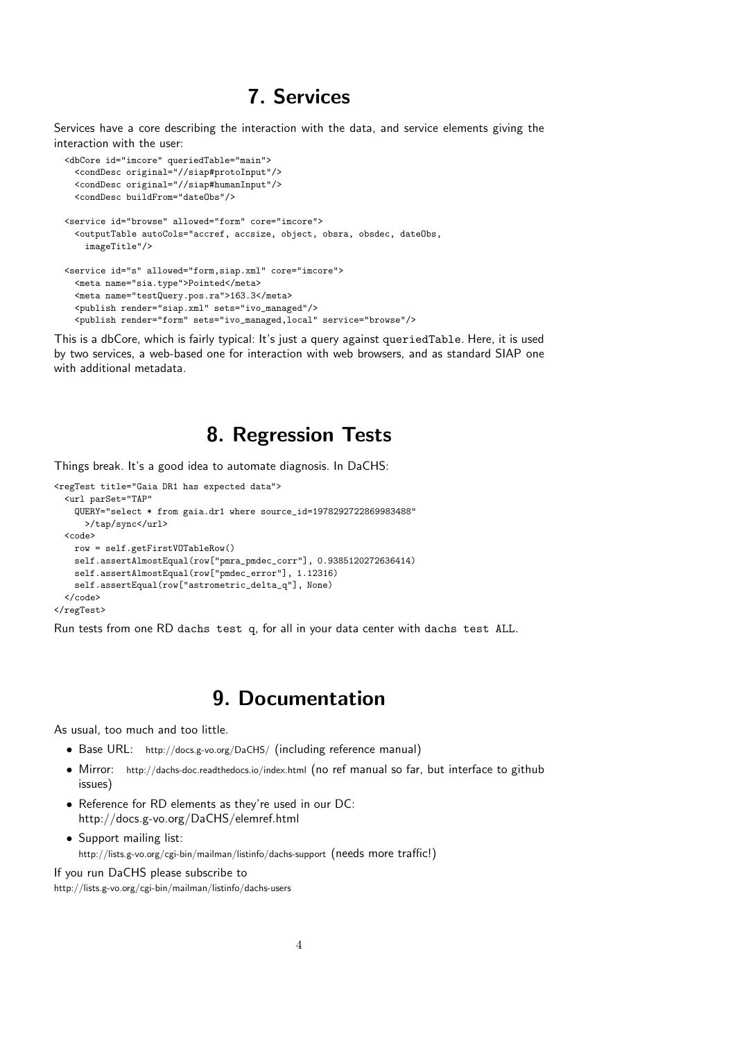## 7. Services

Services have a core describing the interaction with the data, and service elements giving the interaction with the user:

```
<dbCore id="imcore" queriedTable="main">
  <condDesc original="//siap#protoInput"/>
  <condDesc original="//siap#humanInput"/>
  <condDesc buildFrom="dateObs"/>

<service id="browse" allowed="form" core="imcore">
  <outputTable autoCols="accref, accsize, object, obsra, obsdec, dateObs,
    imageTitle"/>

<service id="s" allowed="form,siap.xml" core="imcore">
  <meta name="sia.type">Pointed</meta>
  <meta name="testQuery.pos.ra">163.3</meta>
  <publish render="siap.xml" sets="ivo_managed"/>
  <publish render="form" sets="ivo_managed,local" service="browse"/>
```

This is a dbCore, which is fairly typical: It's just a query against `queriedTable`. Here, it is used by two services, a web-based one for interaction with web browsers, and as standard SIAP one with additional metadata.

## 8. Regression Tests

Things break. It's a good idea to automate diagnosis. In DaCHS:

```
<regTest title="Gaia DR1 has expected data">
  <url parSet="TAP"
    QUERY="select * from gaia.dr1 where source_id=1978292722869983488"
      >/tap/sync</url>
  <code>
    row = self.getFirstVOTableRow()
    self.assertAlmostEqual(row["pmra_pmdec_corr"], 0.9385120272636414)
    self.assertAlmostEqual(row["pmdec_error"], 1.12316)
    self.assertEqual(row["astrometric_delta_q"], None)
  </code>
</regTest>
```

Run tests from one RD `dachs test q`, for all in your data center with `dachs test ALL`.

## 9. Documentation

As usual, too much and too little.

- Base URL: http://docs.g-vo.org/DaCHS/ (including reference manual)
- Mirror: http://dachs-doc.readthedocs.io/index.html (no ref manual so far, but interface to github issues)
- Reference for RD elements as they're used in our DC: http://docs.g-vo.org/DaCHS/elemref.html
- Support mailing list: http://lists.g-vo.org/cgi-bin/mailman/listinfo/dachs-support (needs more traffic!)

If you run DaCHS please subscribe to http://lists.g-vo.org/cgi-bin/mailman/listinfo/dachs-users